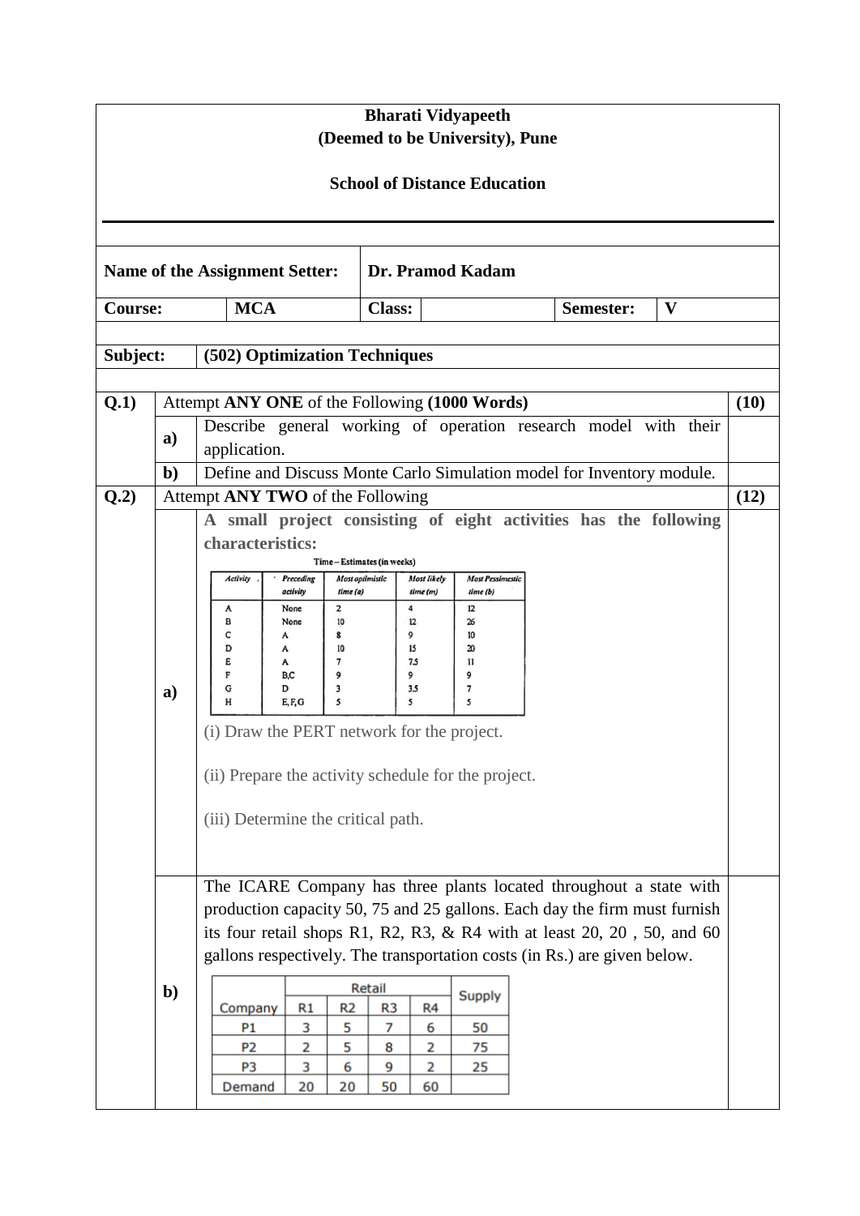**Bharati Vidyapeeth**
**(Deemed to be University), Pune**

**School of Distance Education**

| **Name of the Assignment Setter:** | **Dr. Pramod Kadam** |
|---|---|

| **Course:** | **MCA** | **Class:** | | **Semester:** | **V** |
|---|---|---|---|---|---|

| **Subject:** | **(502) Optimization Techniques** |
|---|---|

**Q.1)** Attempt **ANY ONE** of the Following **(1000 Words)** **(10)**

**a)** Describe general working of operation research model with their application.

**b)** Define and Discuss Monte Carlo Simulation model for Inventory module.

**Q.2)** Attempt **ANY TWO** of the Following **(12)**

**a)** **A small project consisting of eight activities has the following characteristics:**

Time – Estimates (in weeks)

| Activity | Preceding activity | Most optimistic time (a) | Most likely time (m) | Most Pessimestic time (b) |
|---|---|---|---|---|
| A | None | 2 | 4 | 12 |
| B | None | 10 | 12 | 26 |
| C | A | 8 | 9 | 10 |
| D | A | 10 | 15 | 20 |
| E | A | 7 | 7.5 | 11 |
| F | B,C | 9 | 9 | 9 |
| G | D | 3 | 3.5 | 7 |
| H | E, F, G | 5 | 5 | 5 |

(i) Draw the PERT network for the project.

(ii) Prepare the activity schedule for the project.

(iii) Determine the critical path.

**b)** The ICARE Company has three plants located throughout a state with production capacity 50, 75 and 25 gallons. Each day the firm must furnish its four retail shops R1, R2, R3, & R4 with at least 20, 20 , 50, and 60 gallons respectively. The transportation costs (in Rs.) are given below.

| Company | Retail R1 | R2 | R3 | R4 | Supply |
|---|---|---|---|---|---|
| P1 | 3 | 5 | 7 | 6 | 50 |
| P2 | 2 | 5 | 8 | 2 | 75 |
| P3 | 3 | 6 | 9 | 2 | 25 |
| Demand | 20 | 20 | 50 | 60 | |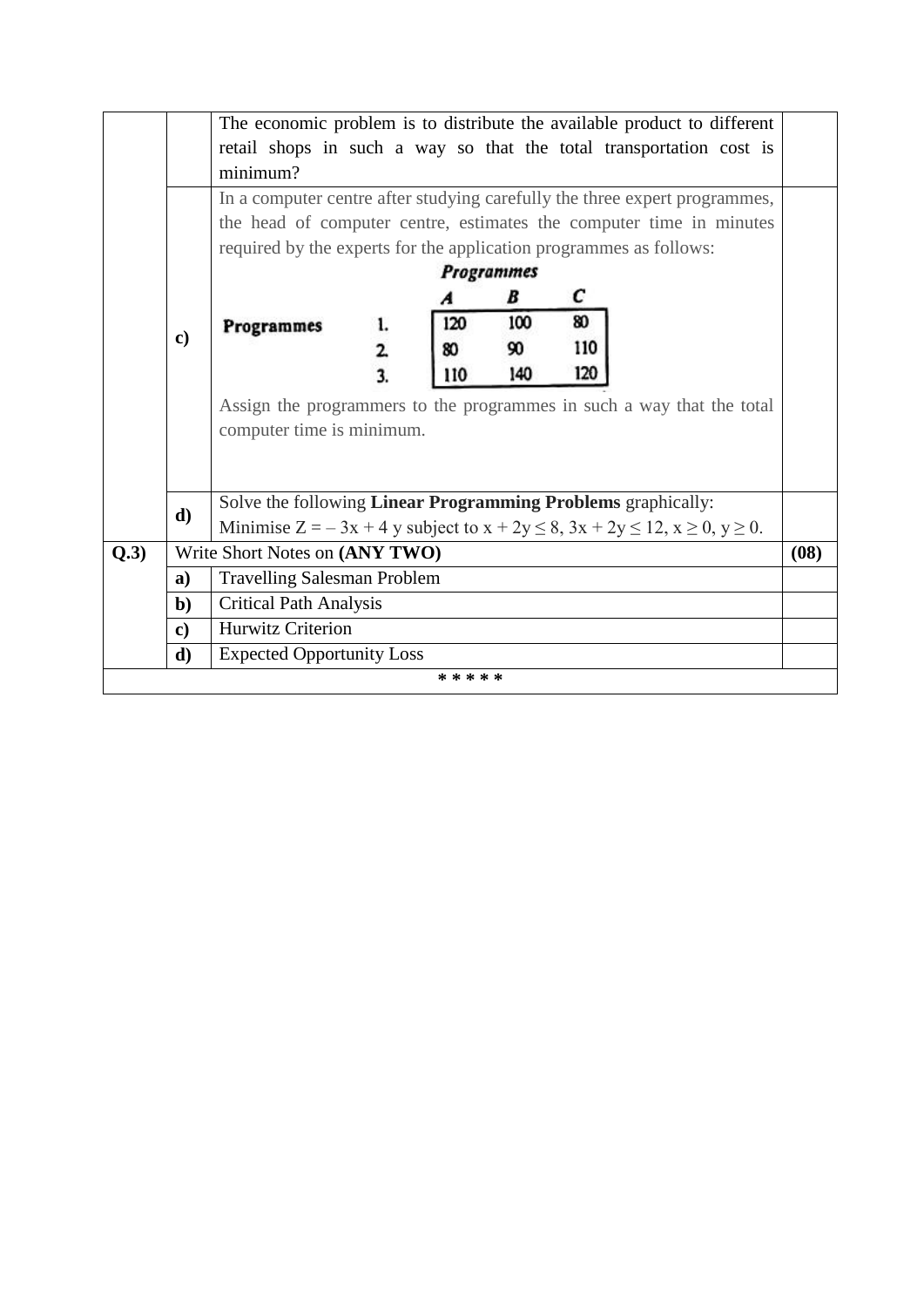The economic problem is to distribute the available product to different retail shops in such a way so that the total transportation cost is minimum?

**c)** In a computer centre after studying carefully the three expert programmes, the head of computer centre, estimates the computer time in minutes required by the experts for the application programmes as follows:

| | | Programmes | | |
|---|---|---|---|---|
| | | **A** | **B** | **C** |
| **Programmes** | **1.** | 120 | 100 | 80 |
| | **2.** | 80 | 90 | 110 |
| | **3.** | 110 | 140 | 120 |

Assign the programmers to the programmes in such a way that the total computer time is minimum.

**d)** Solve the following **Linear Programming Problems** graphically:
Minimise $Z = -3x + 4y$ subject to $x + 2y \leq 8$, $3x + 2y \leq 12$, $x \geq 0$, $y \geq 0$.

**Q.3)** Write Short Notes on **(ANY TWO)** **(08)**

**a)** Travelling Salesman Problem

**b)** Critical Path Analysis

**c)** Hurwitz Criterion

**d)** Expected Opportunity Loss

*****